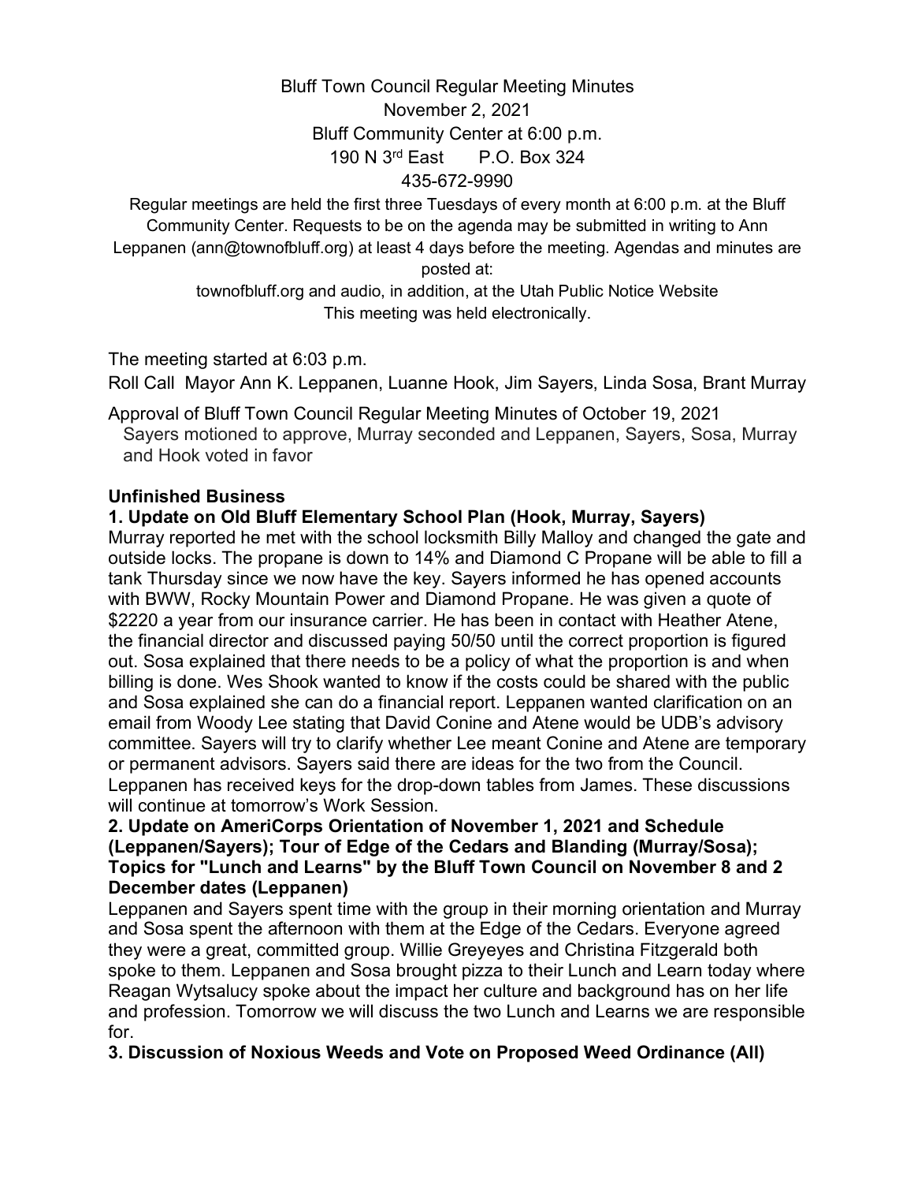# Bluff Town Council Regular Meeting Minutes

November 2, 2021

Bluff Community Center at 6:00 p.m.

190 N 3rd East P.O. Box 324

435-672-9990

Regular meetings are held the first three Tuesdays of every month at 6:00 p.m. at the Bluff Community Center. Requests to be on the agenda may be submitted in writing to Ann Leppanen (ann@townofbluff.org) at least 4 days before the meeting. Agendas and minutes are posted at:

townofbluff.org and audio, in addition, at the Utah Public Notice Website

This meeting was held electronically.

The meeting started at 6:03 p.m.

Roll Call Mayor Ann K. Leppanen, Luanne Hook, Jim Sayers, Linda Sosa, Brant Murray

Approval of Bluff Town Council Regular Meeting Minutes of October 19, 2021

Sayers motioned to approve, Murray seconded and Leppanen, Sayers, Sosa, Murray and Hook voted in favor

## Unfinished Business

**1. Update on Old Bluff Elementary School Plan (Hook, Murray, Sayers)**

Murray reported he met with the school locksmith Billy Malloy and changed the gate and outside locks. The propane is down to 14% and Diamond C Propane will be able to fill a tank Thursday since we now have the key. Sayers informed he has opened accounts with BWW, Rocky Mountain Power and Diamond Propane. He was given a quote of $2220 a year from our insurance carrier. He has been in contact with Heather Atene, the financial director and discussed paying 50/50 until the correct proportion is figured out. Sosa explained that there needs to be a policy of what the proportion is and when billing is done. Wes Shook wanted to know if the costs could be shared with the public and Sosa explained she can do a financial report. Leppanen wanted clarification on an email from Woody Lee stating that David Conine and Atene would be UDB's advisory committee. Sayers will try to clarify whether Lee meant Conine and Atene are temporary or permanent advisors. Sayers said there are ideas for the two from the Council. Leppanen has received keys for the drop-down tables from James. These discussions will continue at tomorrow's Work Session.

**2. Update on AmeriCorps Orientation of November 1, 2021 and Schedule (Leppanen/Sayers); Tour of Edge of the Cedars and Blanding (Murray/Sosa); Topics for "Lunch and Learns" by the Bluff Town Council on November 8 and 2 December dates (Leppanen)**

Leppanen and Sayers spent time with the group in their morning orientation and Murray and Sosa spent the afternoon with them at the Edge of the Cedars. Everyone agreed they were a great, committed group. Willie Greyeyes and Christina Fitzgerald both spoke to them. Leppanen and Sosa brought pizza to their Lunch and Learn today where Reagan Wytsalucy spoke about the impact her culture and background has on her life and profession. Tomorrow we will discuss the two Lunch and Learns we are responsible for.

**3. Discussion of Noxious Weeds and Vote on Proposed Weed Ordinance (All)**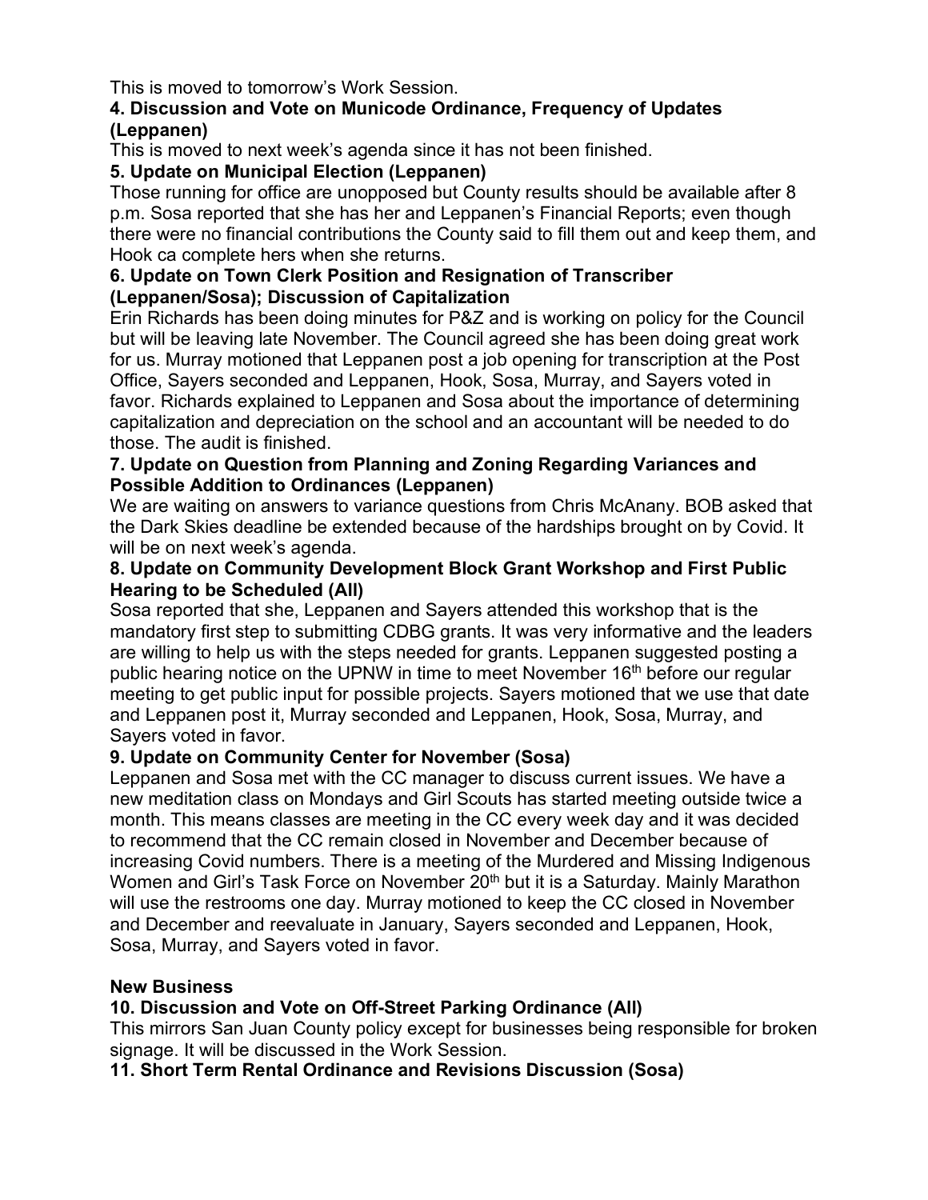This is moved to tomorrow's Work Session.

**4. Discussion and Vote on Municode Ordinance, Frequency of Updates (Leppanen)**

This is moved to next week's agenda since it has not been finished.

**5. Update on Municipal Election (Leppanen)**

Those running for office are unopposed but County results should be available after 8 p.m. Sosa reported that she has her and Leppanen's Financial Reports; even though there were no financial contributions the County said to fill them out and keep them, and Hook ca complete hers when she returns.

**6. Update on Town Clerk Position and Resignation of Transcriber (Leppanen/Sosa); Discussion of Capitalization**

Erin Richards has been doing minutes for P&Z and is working on policy for the Council but will be leaving late November. The Council agreed she has been doing great work for us. Murray motioned that Leppanen post a job opening for transcription at the Post Office, Sayers seconded and Leppanen, Hook, Sosa, Murray, and Sayers voted in favor. Richards explained to Leppanen and Sosa about the importance of determining capitalization and depreciation on the school and an accountant will be needed to do those. The audit is finished.

**7. Update on Question from Planning and Zoning Regarding Variances and Possible Addition to Ordinances (Leppanen)**

We are waiting on answers to variance questions from Chris McAnany. BOB asked that the Dark Skies deadline be extended because of the hardships brought on by Covid. It will be on next week's agenda.

**8. Update on Community Development Block Grant Workshop and First Public Hearing to be Scheduled (All)**

Sosa reported that she, Leppanen and Sayers attended this workshop that is the mandatory first step to submitting CDBG grants. It was very informative and the leaders are willing to help us with the steps needed for grants. Leppanen suggested posting a public hearing notice on the UPNW in time to meet November 16th before our regular meeting to get public input for possible projects. Sayers motioned that we use that date and Leppanen post it, Murray seconded and Leppanen, Hook, Sosa, Murray, and Sayers voted in favor.

**9. Update on Community Center for November (Sosa)**

Leppanen and Sosa met with the CC manager to discuss current issues. We have a new meditation class on Mondays and Girl Scouts has started meeting outside twice a month. This means classes are meeting in the CC every week day and it was decided to recommend that the CC remain closed in November and December because of increasing Covid numbers. There is a meeting of the Murdered and Missing Indigenous Women and Girl's Task Force on November 20th but it is a Saturday. Mainly Marathon will use the restrooms one day. Murray motioned to keep the CC closed in November and December and reevaluate in January, Sayers seconded and Leppanen, Hook, Sosa, Murray, and Sayers voted in favor.

**New Business**

**10. Discussion and Vote on Off-Street Parking Ordinance (All)**

This mirrors San Juan County policy except for businesses being responsible for broken signage. It will be discussed in the Work Session.

**11. Short Term Rental Ordinance and Revisions Discussion (Sosa)**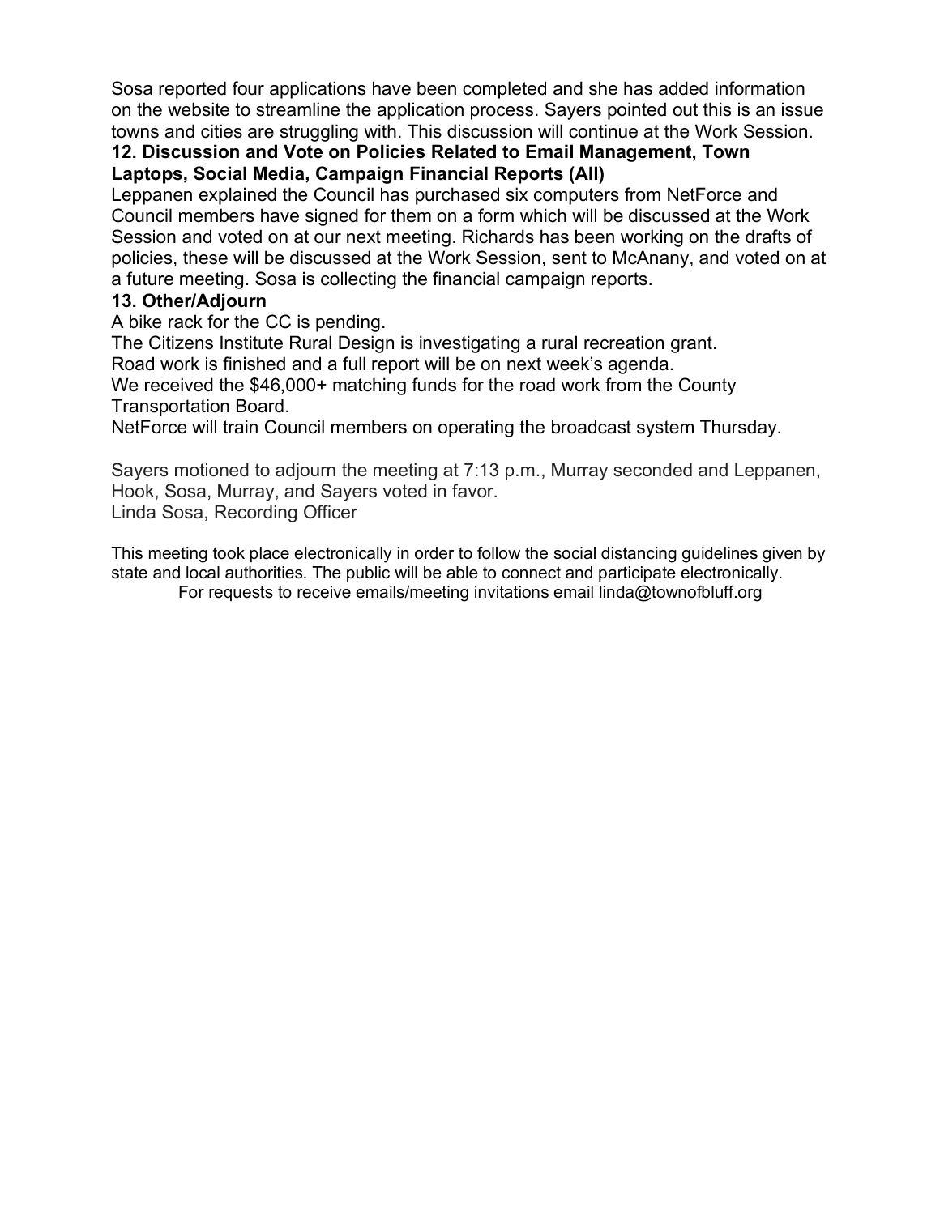Sosa reported four applications have been completed and she has added information on the website to streamline the application process. Sayers pointed out this is an issue towns and cities are struggling with. This discussion will continue at the Work Session.

**12. Discussion and Vote on Policies Related to Email Management, Town Laptops, Social Media, Campaign Financial Reports (All)**

Leppanen explained the Council has purchased six computers from NetForce and Council members have signed for them on a form which will be discussed at the Work Session and voted on at our next meeting. Richards has been working on the drafts of policies, these will be discussed at the Work Session, sent to McAnany, and voted on at a future meeting. Sosa is collecting the financial campaign reports.

**13. Other/Adjourn**

A bike rack for the CC is pending.
The Citizens Institute Rural Design is investigating a rural recreation grant.
Road work is finished and a full report will be on next week's agenda.
We received the $46,000+ matching funds for the road work from the County Transportation Board.
NetForce will train Council members on operating the broadcast system Thursday.

Sayers motioned to adjourn the meeting at 7:13 p.m., Murray seconded and Leppanen, Hook, Sosa, Murray, and Sayers voted in favor.
Linda Sosa, Recording Officer

This meeting took place electronically in order to follow the social distancing guidelines given by state and local authorities. The public will be able to connect and participate electronically.
For requests to receive emails/meeting invitations email linda@townofbluff.org